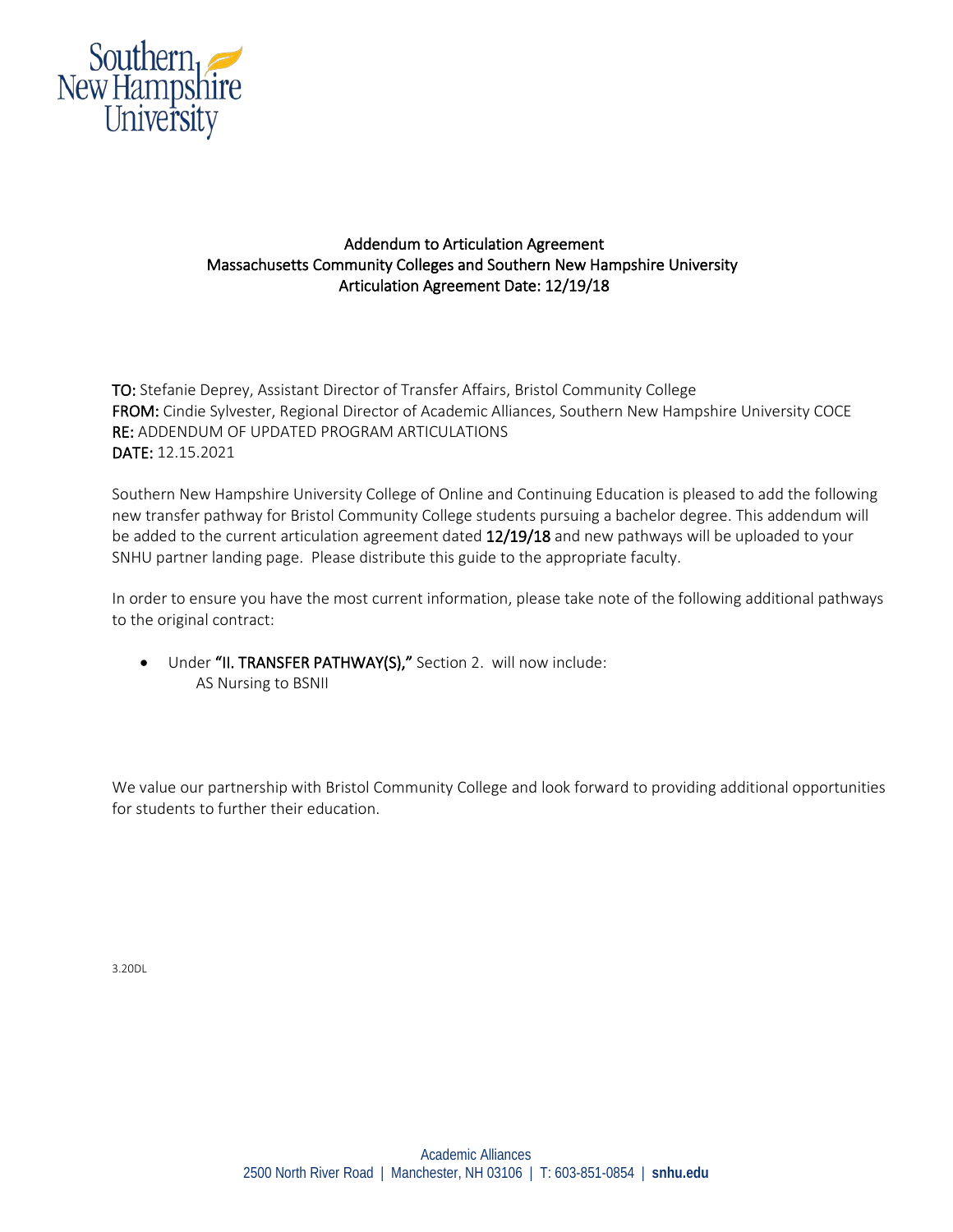Southern New Hampshire University

## Addendum to Articulation Agreement
## Massachusetts Community Colleges and Southern New Hampshire University
## Articulation Agreement Date: 12/19/18

**TO:** Stefanie Deprey, Assistant Director of Transfer Affairs, Bristol Community College
**FROM:** Cindie Sylvester, Regional Director of Academic Alliances, Southern New Hampshire University COCE
**RE:** ADDENDUM OF UPDATED PROGRAM ARTICULATIONS
**DATE:** 12.15.2021

Southern New Hampshire University College of Online and Continuing Education is pleased to add the following new transfer pathway for Bristol Community College students pursuing a bachelor degree. This addendum will be added to the current articulation agreement dated **12/19/18** and new pathways will be uploaded to your SNHU partner landing page. Please distribute this guide to the appropriate faculty.

In order to ensure you have the most current information, please take note of the following additional pathways to the original contract:

- Under **"II. TRANSFER PATHWAY(S),"** Section 2. will now include:
  AS Nursing to BSNII

We value our partnership with Bristol Community College and look forward to providing additional opportunities for students to further their education.

3.20DL

Academic Alliances
2500 North River Road | Manchester, NH 03106 | T: 603-851-0854 | **snhu.edu**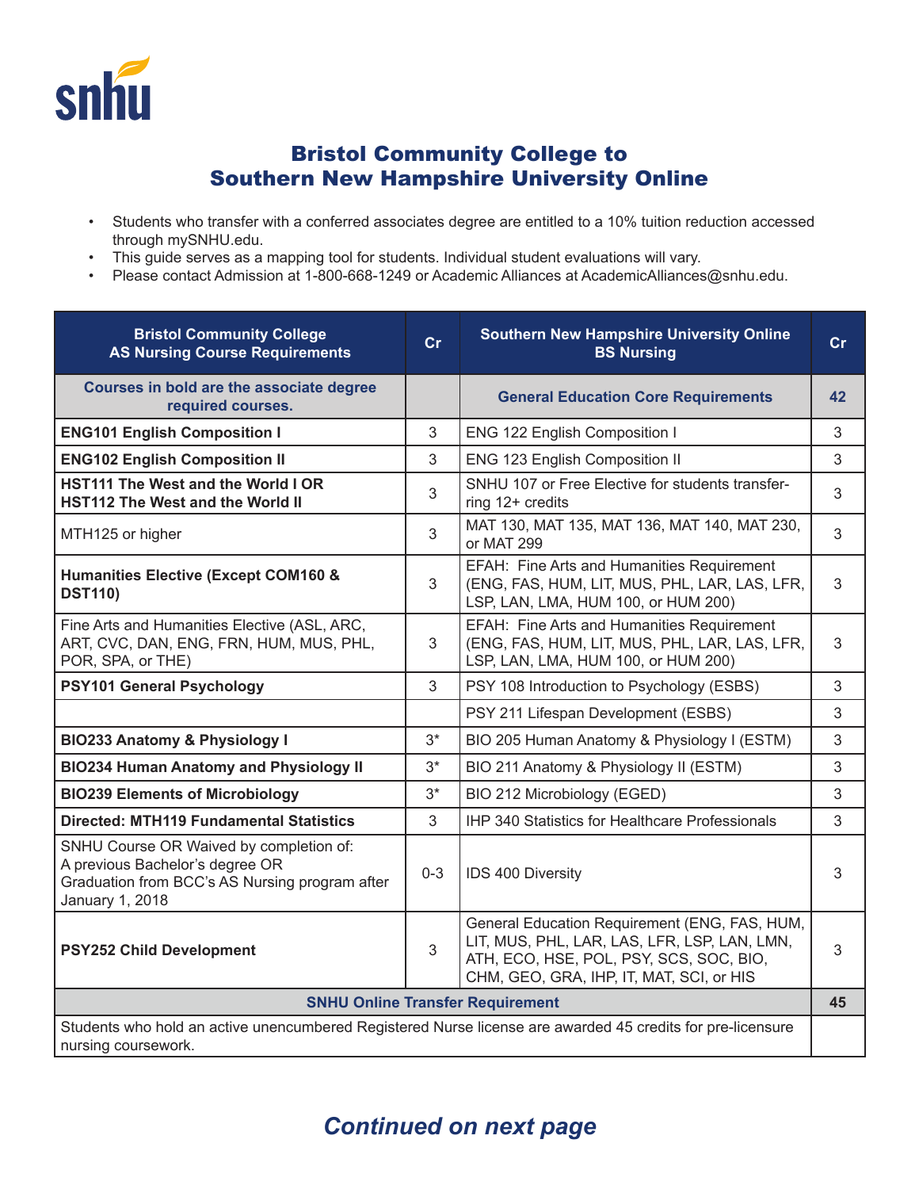# Bristol Community College to Southern New Hampshire University Online

- Students who transfer with a conferred associates degree are entitled to a 10% tuition reduction accessed through mySNHU.edu.
- This guide serves as a mapping tool for students. Individual student evaluations will vary.
- Please contact Admission at 1-800-668-1249 or Academic Alliances at AcademicAlliances@snhu.edu.

| Bristol Community College AS Nursing Course Requirements | Cr | Southern New Hampshire University Online BS Nursing | Cr |
|---|---|---|---|
| Courses in bold are the associate degree required courses. | | General Education Core Requirements | 42 |
| **ENG101 English Composition I** | 3 | ENG 122 English Composition I | 3 |
| **ENG102 English Composition II** | 3 | ENG 123 English Composition II | 3 |
| **HST111 The West and the World I OR HST112 The West and the World II** | 3 | SNHU 107 or Free Elective for students transferring 12+ credits | 3 |
| MTH125 or higher | 3 | MAT 130, MAT 135, MAT 136, MAT 140, MAT 230, or MAT 299 | 3 |
| **Humanities Elective (Except COM160 & DST110)** | 3 | EFAH: Fine Arts and Humanities Requirement (ENG, FAS, HUM, LIT, MUS, PHL, LAR, LAS, LFR, LSP, LAN, LMA, HUM 100, or HUM 200) | 3 |
| Fine Arts and Humanities Elective (ASL, ARC, ART, CVC, DAN, ENG, FRN, HUM, MUS, PHL, POR, SPA, or THE) | 3 | EFAH: Fine Arts and Humanities Requirement (ENG, FAS, HUM, LIT, MUS, PHL, LAR, LAS, LFR, LSP, LAN, LMA, HUM 100, or HUM 200) | 3 |
| **PSY101 General Psychology** | 3 | PSY 108 Introduction to Psychology (ESBS) | 3 |
| | | PSY 211 Lifespan Development (ESBS) | 3 |
| **BIO233 Anatomy & Physiology I** | 3* | BIO 205 Human Anatomy & Physiology I (ESTM) | 3 |
| **BIO234 Human Anatomy and Physiology II** | 3* | BIO 211 Anatomy & Physiology II (ESTM) | 3 |
| **BIO239 Elements of Microbiology** | 3* | BIO 212 Microbiology (EGED) | 3 |
| **Directed: MTH119 Fundamental Statistics** | 3 | IHP 340 Statistics for Healthcare Professionals | 3 |
| SNHU Course OR Waived by completion of: A previous Bachelor's degree OR Graduation from BCC's AS Nursing program after January 1, 2018 | 0-3 | IDS 400 Diversity | 3 |
| **PSY252 Child Development** | 3 | General Education Requirement (ENG, FAS, HUM, LIT, MUS, PHL, LAR, LAS, LFR, LSP, LAN, LMN, ATH, ECO, HSE, POL, PSY, SCS, SOC, BIO, CHM, GEO, GRA, IHP, IT, MAT, SCI, or HIS | 3 |
| SNHU Online Transfer Requirement | | | 45 |
| Students who hold an active unencumbered Registered Nurse license are awarded 45 credits for pre-licensure nursing coursework. | | | |

***Continued on next page***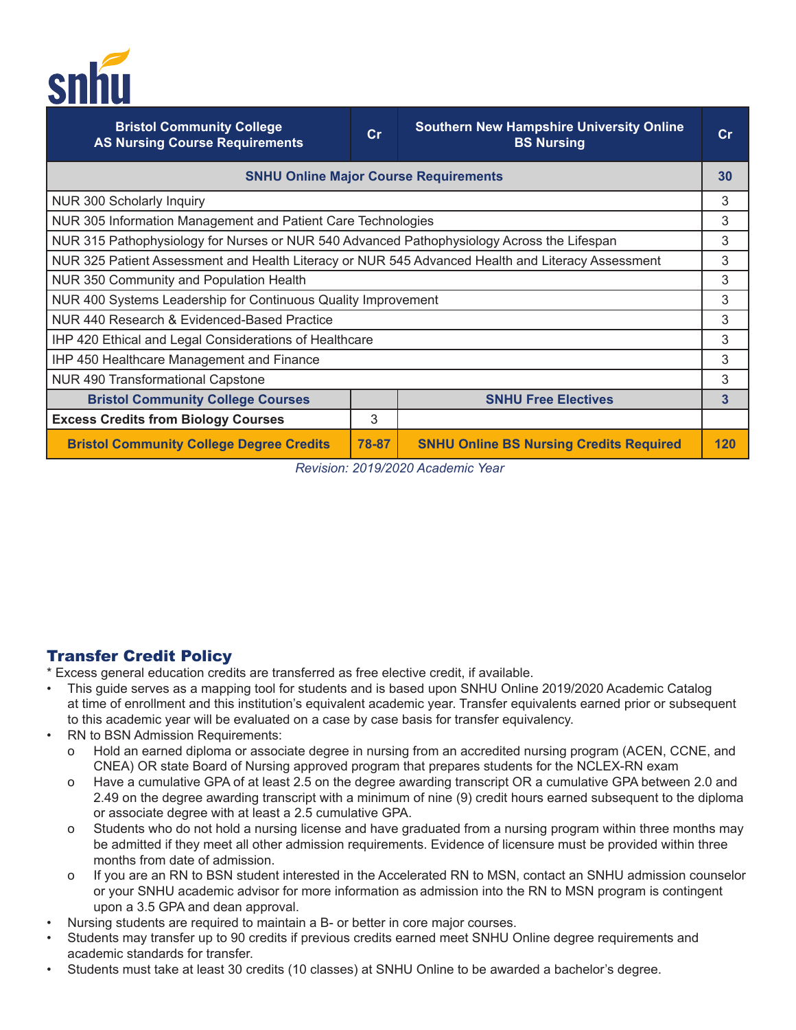snhu

| Bristol Community College AS Nursing Course Requirements | Cr | Southern New Hampshire University Online BS Nursing | Cr |
|---|---|---|---|
| **SNHU Online Major Course Requirements** | | | **30** |
| NUR 300 Scholarly Inquiry | | | 3 |
| NUR 305 Information Management and Patient Care Technologies | | | 3 |
| NUR 315 Pathophysiology for Nurses or NUR 540 Advanced Pathophysiology Across the Lifespan | | | 3 |
| NUR 325 Patient Assessment and Health Literacy or NUR 545 Advanced Health and Literacy Assessment | | | 3 |
| NUR 350 Community and Population Health | | | 3 |
| NUR 400 Systems Leadership for Continuous Quality Improvement | | | 3 |
| NUR 440 Research & Evidenced-Based Practice | | | 3 |
| IHP 420 Ethical and Legal Considerations of Healthcare | | | 3 |
| IHP 450 Healthcare Management and Finance | | | 3 |
| NUR 490 Transformational Capstone | | | 3 |
| **Bristol Community College Courses** | | **SNHU Free Electives** | **3** |
| **Excess Credits from Biology Courses** | 3 | | |
| **Bristol Community College Degree Credits** | **78-87** | **SNHU Online BS Nursing Credits Required** | **120** |

*Revision: 2019/2020 Academic Year*

## Transfer Credit Policy

* Excess general education credits are transferred as free elective credit, if available.

- This guide serves as a mapping tool for students and is based upon SNHU Online 2019/2020 Academic Catalog at time of enrollment and this institution's equivalent academic year. Transfer equivalents earned prior or subsequent to this academic year will be evaluated on a case by case basis for transfer equivalency.
- RN to BSN Admission Requirements:
  - Hold an earned diploma or associate degree in nursing from an accredited nursing program (ACEN, CCNE, and CNEA) OR state Board of Nursing approved program that prepares students for the NCLEX-RN exam
  - Have a cumulative GPA of at least 2.5 on the degree awarding transcript OR a cumulative GPA between 2.0 and 2.49 on the degree awarding transcript with a minimum of nine (9) credit hours earned subsequent to the diploma or associate degree with at least a 2.5 cumulative GPA.
  - Students who do not hold a nursing license and have graduated from a nursing program within three months may be admitted if they meet all other admission requirements. Evidence of licensure must be provided within three months from date of admission.
  - If you are an RN to BSN student interested in the Accelerated RN to MSN, contact an SNHU admission counselor or your SNHU academic advisor for more information as admission into the RN to MSN program is contingent upon a 3.5 GPA and dean approval.
- Nursing students are required to maintain a B- or better in core major courses.
- Students may transfer up to 90 credits if previous credits earned meet SNHU Online degree requirements and academic standards for transfer.
- Students must take at least 30 credits (10 classes) at SNHU Online to be awarded a bachelor's degree.